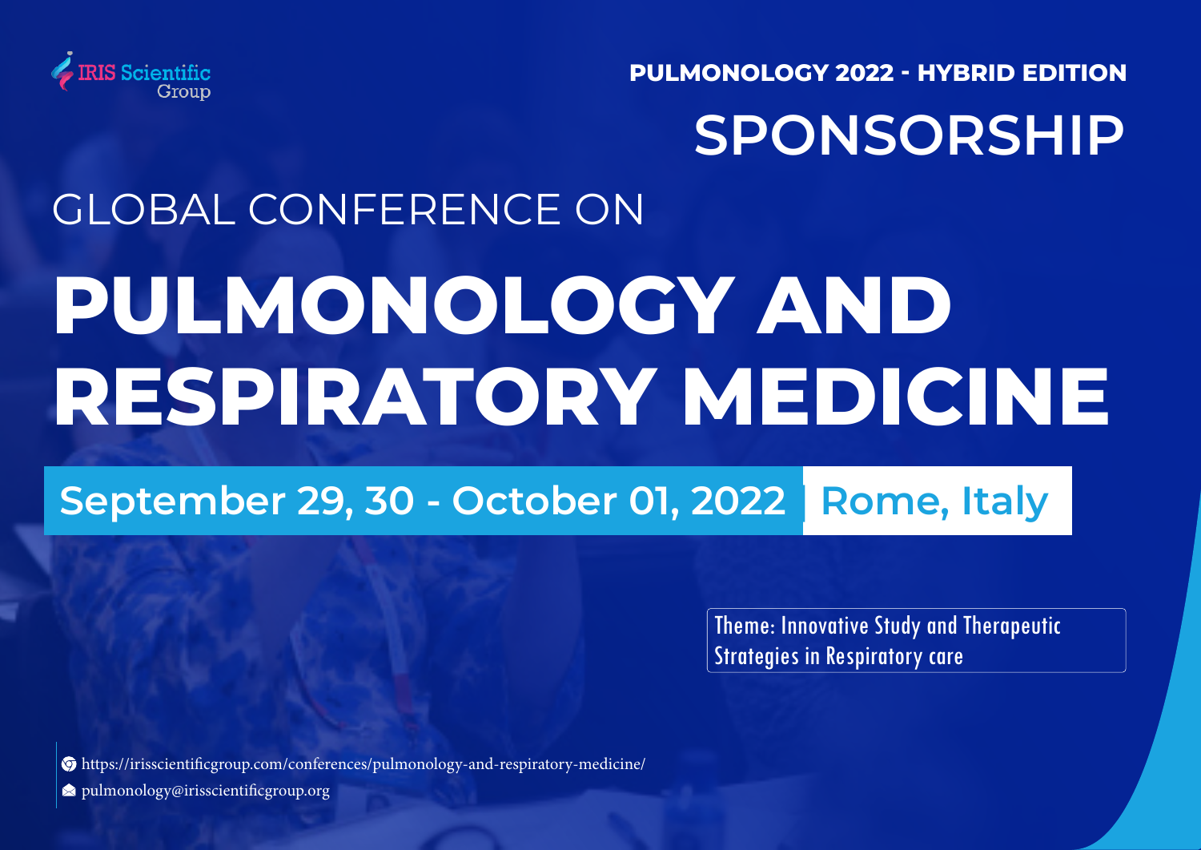IRIS Scientific Group

**PULMONOLOGY 2022 - HYBRID EDITION**

# SPONSORSHIP

## GLOBAL CONFERENCE ON

# PULMONOLOGY AND RESPIRATORY MEDICINE

**September 29, 30 - October 01, 2022** | **Rome, Italy**

Theme: Innovative Study and Therapeutic Strategies in Respiratory care

https://irisscientificgroup.com/conferences/pulmonology-and-respiratory-medicine/

pulmonology@irisscientificgroup.org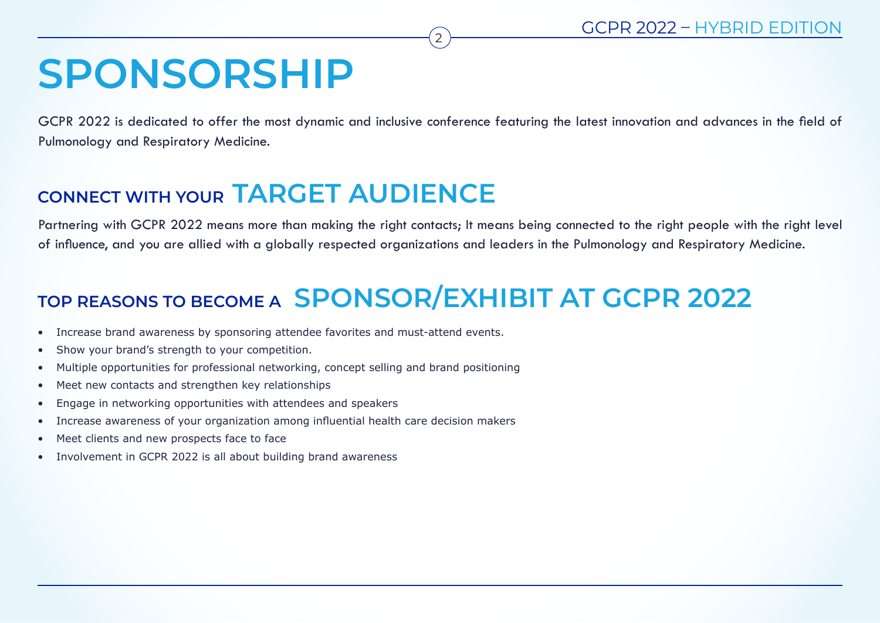# SPONSORSHIP

GCPR 2022 is dedicated to offer the most dynamic and inclusive conference featuring the latest innovation and advances in the field of Pulmonology and Respiratory Medicine.

## CONNECT WITH YOUR TARGET AUDIENCE

Partnering with GCPR 2022 means more than making the right contacts; It means being connected to the right people with the right level of influence, and you are allied with a globally respected organizations and leaders in the Pulmonology and Respiratory Medicine.

## TOP REASONS TO BECOME A SPONSOR/EXHIBIT AT GCPR 2022

- Increase brand awareness by sponsoring attendee favorites and must-attend events.
- Show your brand's strength to your competition.
- Multiple opportunities for professional networking, concept selling and brand positioning
- Meet new contacts and strengthen key relationships
- Engage in networking opportunities with attendees and speakers
- Increase awareness of your organization among influential health care decision makers
- Meet clients and new prospects face to face
- Involvement in GCPR 2022 is all about building brand awareness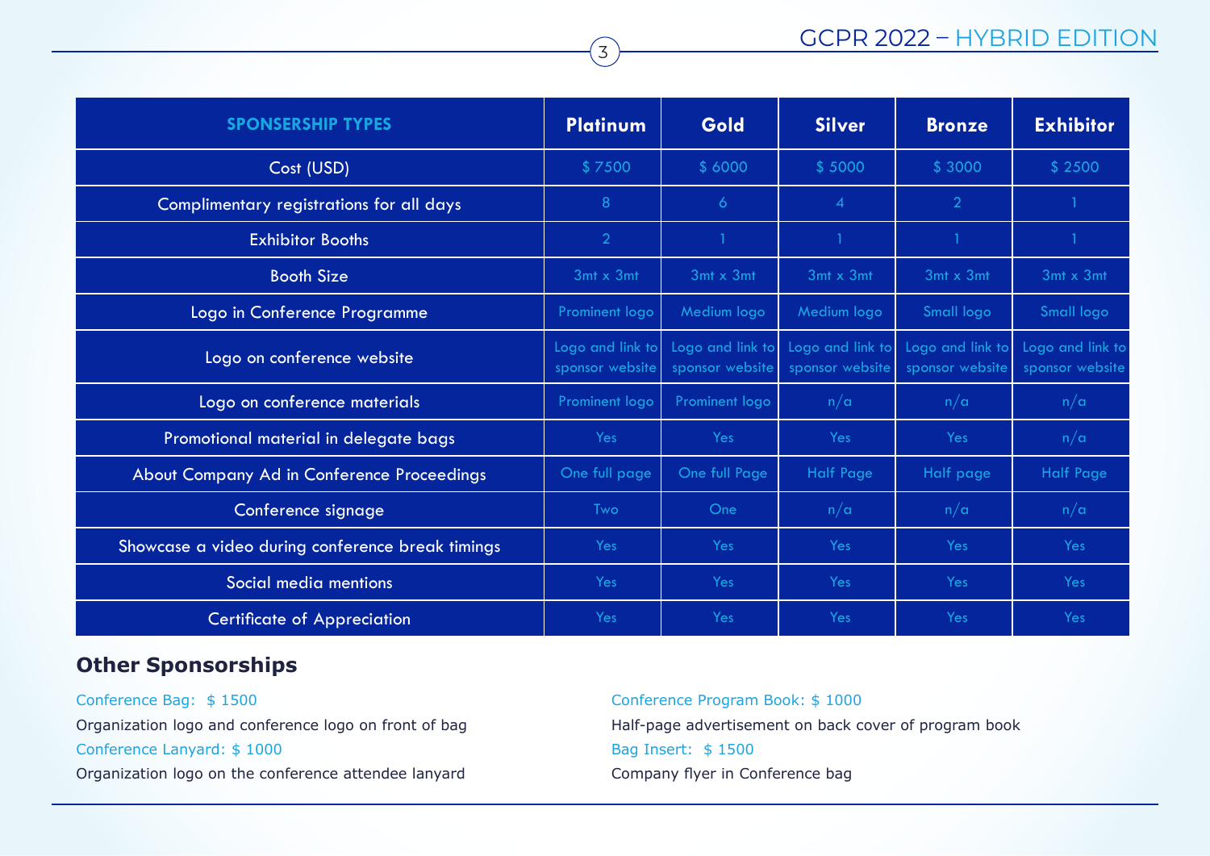| SPONSERSHIP TYPES | Platinum | Gold | Silver | Bronze | Exhibitor |
|---|---|---|---|---|---|
| Cost (USD) | $ 7500 | $ 6000 | $ 5000 | $ 3000 | $ 2500 |
| Complimentary registrations for all days | 8 | 6 | 4 | 2 | 1 |
| Exhibitor Booths | 2 | 1 | 1 | 1 | 1 |
| Booth Size | 3mt x 3mt | 3mt x 3mt | 3mt x 3mt | 3mt x 3mt | 3mt x 3mt |
| Logo in Conference Programme | Prominent logo | Medium logo | Medium logo | Small logo | Small logo |
| Logo on conference website | Logo and link to sponsor website | Logo and link to sponsor website | Logo and link to sponsor website | Logo and link to sponsor website | Logo and link to sponsor website |
| Logo on conference materials | Prominent logo | Prominent logo | n/a | n/a | n/a |
| Promotional material in delegate bags | Yes | Yes | Yes | Yes | n/a |
| About Company Ad in Conference Proceedings | One full page | One full Page | Half Page | Half page | Half Page |
| Conference signage | Two | One | n/a | n/a | n/a |
| Showcase a video during conference break timings | Yes | Yes | Yes | Yes | Yes |
| Social media mentions | Yes | Yes | Yes | Yes | Yes |
| Certificate of Appreciation | Yes | Yes | Yes | Yes | Yes |

## Other Sponsorships

Conference Bag: $ 1500

Organization logo and conference logo on front of bag

Conference Lanyard: $ 1000

Organization logo on the conference attendee lanyard

Conference Program Book: $ 1000

Half-page advertisement on back cover of program book

Bag Insert: $ 1500

Company flyer in Conference bag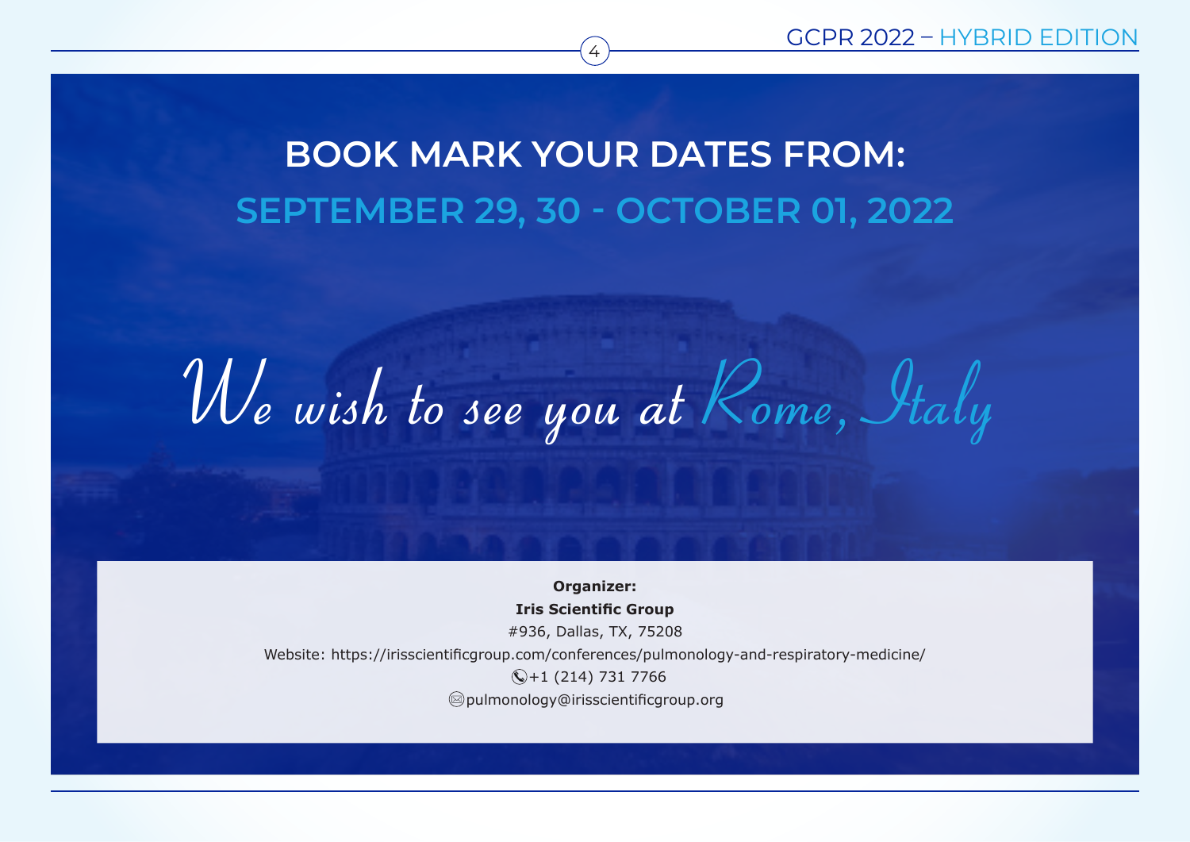# BOOK MARK YOUR DATES FROM:

## SEPTEMBER 29, 30 - OCTOBER 01, 2022

*We wish to see you at Rome, Italy*

**Organizer:**

**Iris Scientific Group**

#936, Dallas, TX, 75208

Website: https://irisscientificgroup.com/conferences/pulmonology-and-respiratory-medicine/

+1 (214) 731 7766

pulmonology@irisscientificgroup.org